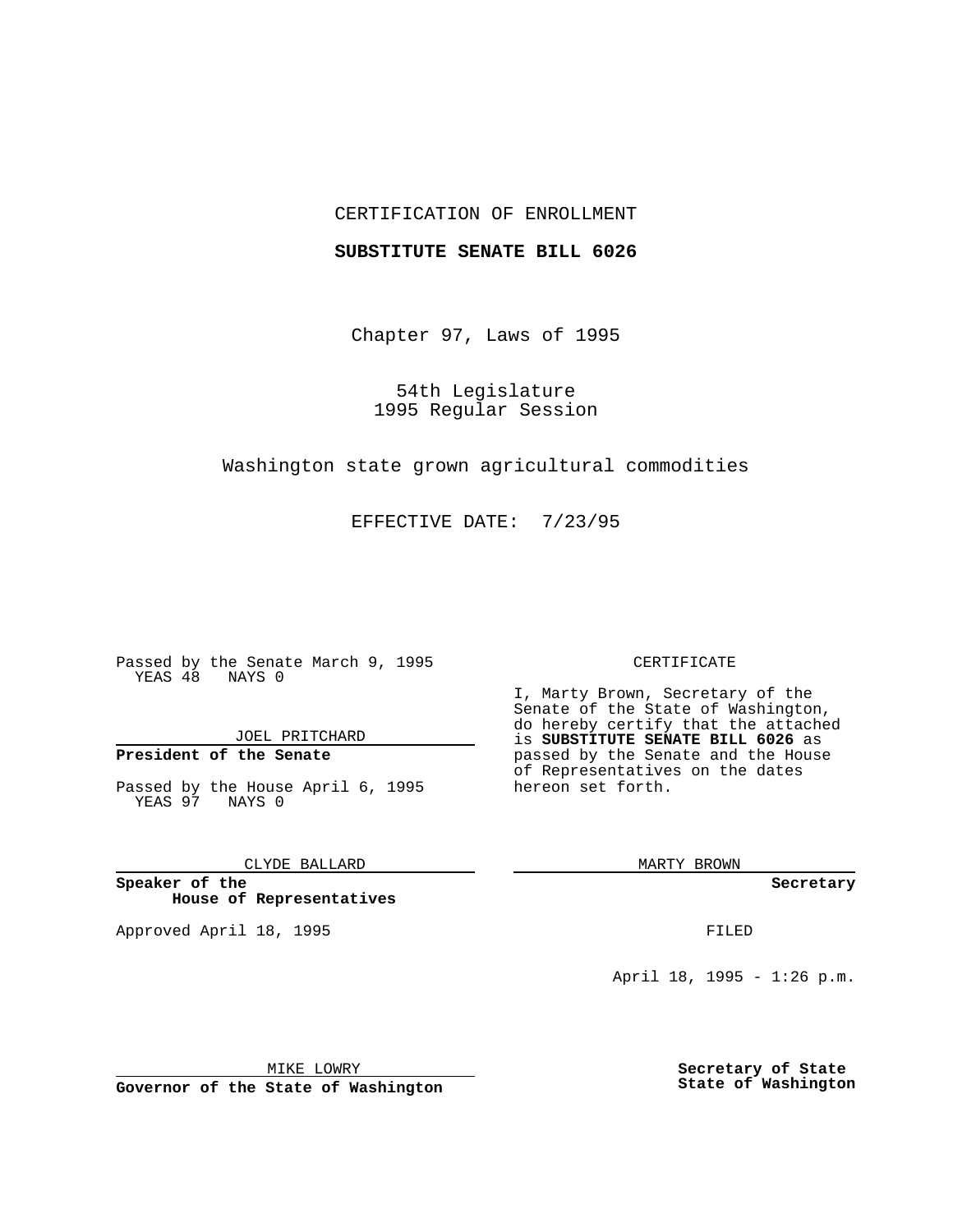CERTIFICATION OF ENROLLMENT

**SUBSTITUTE SENATE BILL 6026**

Chapter 97, Laws of 1995

54th Legislature
1995 Regular Session

Washington state grown agricultural commodities

EFFECTIVE DATE: 7/23/95

Passed by the Senate March 9, 1995
YEAS 48 NAYS 0

JOEL PRITCHARD

**President of the Senate**

Passed by the House April 6, 1995
YEAS 97 NAYS 0

CLYDE BALLARD

**Speaker of the House of Representatives**

Approved April 18, 1995

MIKE LOWRY

**Governor of the State of Washington**

CERTIFICATE

I, Marty Brown, Secretary of the Senate of the State of Washington, do hereby certify that the attached is **SUBSTITUTE SENATE BILL 6026** as passed by the Senate and the House of Representatives on the dates hereon set forth.

MARTY BROWN

**Secretary**

FILED

April 18, 1995 - 1:26 p.m.

**Secretary of State**
**State of Washington**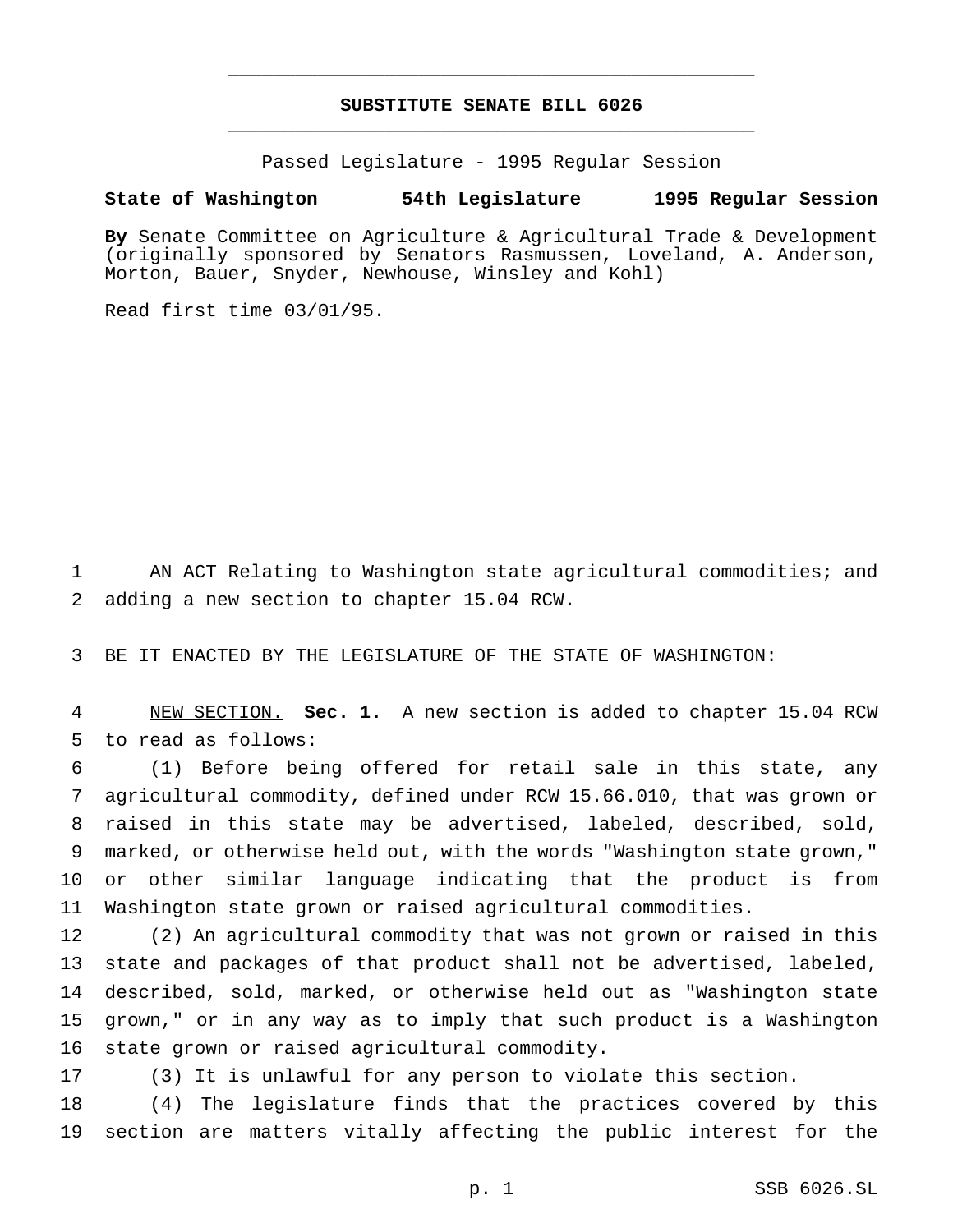# SUBSTITUTE SENATE BILL 6026

Passed Legislature - 1995 Regular Session

**State of Washington 54th Legislature 1995 Regular Session**

**By** Senate Committee on Agriculture & Agricultural Trade & Development (originally sponsored by Senators Rasmussen, Loveland, A. Anderson, Morton, Bauer, Snyder, Newhouse, Winsley and Kohl)

Read first time 03/01/95.

1 AN ACT Relating to Washington state agricultural commodities; and
2 adding a new section to chapter 15.04 RCW.

3 BE IT ENACTED BY THE LEGISLATURE OF THE STATE OF WASHINGTON:

4 NEW SECTION. **Sec. 1.** A new section is added to chapter 15.04 RCW
5 to read as follows:

6 (1) Before being offered for retail sale in this state, any
7 agricultural commodity, defined under RCW 15.66.010, that was grown or
8 raised in this state may be advertised, labeled, described, sold,
9 marked, or otherwise held out, with the words "Washington state grown,"
10 or other similar language indicating that the product is from
11 Washington state grown or raised agricultural commodities.

12 (2) An agricultural commodity that was not grown or raised in this
13 state and packages of that product shall not be advertised, labeled,
14 described, sold, marked, or otherwise held out as "Washington state
15 grown," or in any way as to imply that such product is a Washington
16 state grown or raised agricultural commodity.

17 (3) It is unlawful for any person to violate this section.

18 (4) The legislature finds that the practices covered by this
19 section are matters vitally affecting the public interest for the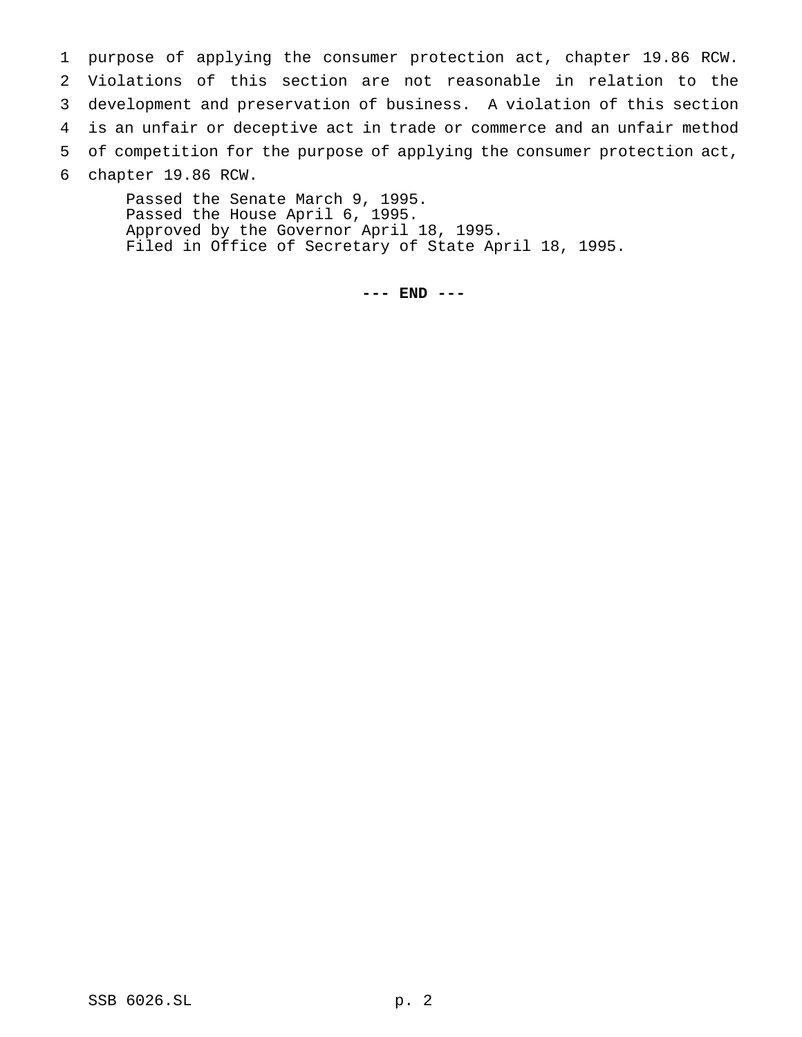purpose of applying the consumer protection act, chapter 19.86 RCW. Violations of this section are not reasonable in relation to the development and preservation of business. A violation of this section is an unfair or deceptive act in trade or commerce and an unfair method of competition for the purpose of applying the consumer protection act, chapter 19.86 RCW.

Passed the Senate March 9, 1995.
Passed the House April 6, 1995.
Approved by the Governor April 18, 1995.
Filed in Office of Secretary of State April 18, 1995.

**--- END ---**